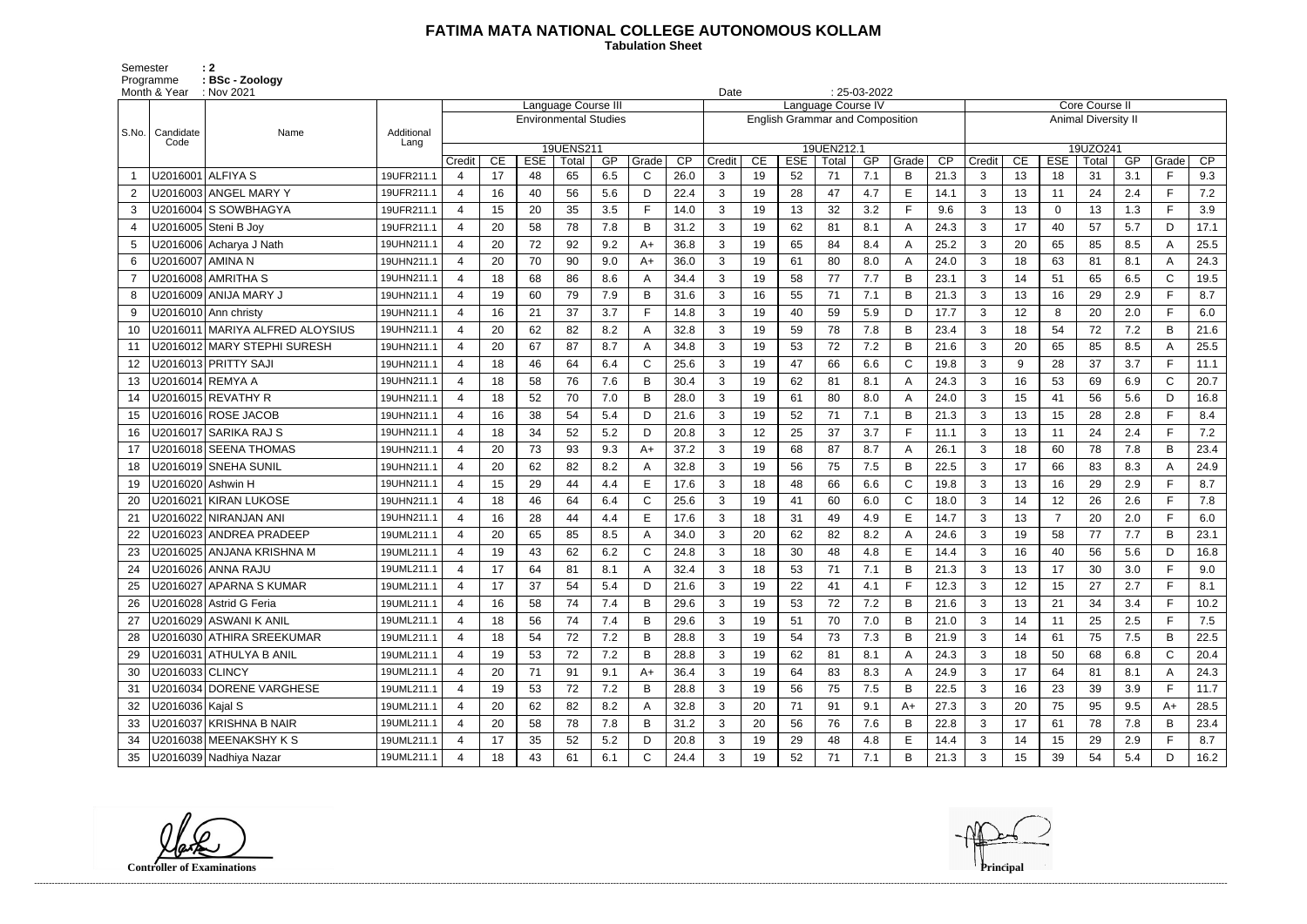# FATIMA MATA NATIONAL COLLEGE AUTONOMOUS KOLLAM

**Tabulation Sheet**

Semester : 2
Programme : BSc - Zoology
Month & Year : Nov 2021

Date : 25-03-2022

| S.No. | Candidate Code | Name | Additional Lang | Language Course III | | | | | | | Language Course IV | | | | | | | Core Course II | | | | | | |
|---|---|---|---|---|---|---|---|---|---|---|---|---|---|---|---|---|---|---|---|---|---|---|---|---|
| | | | | Environmental Studies | | | | | | | English Grammar and Composition | | | | | | | Animal Diversity II | | | | | | |
| | | | | 19UENS211 | | | | | | | 19UEN212.1 | | | | | | | 19UZO241 | | | | | | |
| | | | | Credit | CE | ESE | Total | GP | Grade | CP | Credit | CE | ESE | Total | GP | Grade | CP | Credit | CE | ESE | Total | GP | Grade | CP |
| 1 | U2016001 | ALFIYA S | 19UFR211.1 | 4 | 17 | 48 | 65 | 6.5 | C | 26.0 | 3 | 19 | 52 | 71 | 7.1 | B | 21.3 | 3 | 13 | 18 | 31 | 3.1 | F | 9.3 |
| 2 | U2016003 | ANGEL MARY Y | 19UFR211.1 | 4 | 16 | 40 | 56 | 5.6 | D | 22.4 | 3 | 19 | 28 | 47 | 4.7 | E | 14.1 | 3 | 13 | 11 | 24 | 2.4 | F | 7.2 |
| 3 | U2016004 | S SOWBHAGYA | 19UFR211.1 | 4 | 15 | 20 | 35 | 3.5 | F | 14.0 | 3 | 19 | 13 | 32 | 3.2 | F | 9.6 | 3 | 13 | 0 | 13 | 1.3 | F | 3.9 |
| 4 | U2016005 | Steni B Joy | 19UFR211.1 | 4 | 20 | 58 | 78 | 7.8 | B | 31.2 | 3 | 19 | 62 | 81 | 8.1 | A | 24.3 | 3 | 17 | 40 | 57 | 5.7 | D | 17.1 |
| 5 | U2016006 | Acharya J Nath | 19UHN211.1 | 4 | 20 | 72 | 92 | 9.2 | A+ | 36.8 | 3 | 19 | 65 | 84 | 8.4 | A | 25.2 | 3 | 20 | 65 | 85 | 8.5 | A | 25.5 |
| 6 | U2016007 | AMINA N | 19UHN211.1 | 4 | 20 | 70 | 90 | 9.0 | A+ | 36.0 | 3 | 19 | 61 | 80 | 8.0 | A | 24.0 | 3 | 18 | 63 | 81 | 8.1 | A | 24.3 |
| 7 | U2016008 | AMRITHA S | 19UHN211.1 | 4 | 18 | 68 | 86 | 8.6 | A | 34.4 | 3 | 19 | 58 | 77 | 7.7 | B | 23.1 | 3 | 14 | 51 | 65 | 6.5 | C | 19.5 |
| 8 | U2016009 | ANIJA MARY J | 19UHN211.1 | 4 | 19 | 60 | 79 | 7.9 | B | 31.6 | 3 | 16 | 55 | 71 | 7.1 | B | 21.3 | 3 | 13 | 16 | 29 | 2.9 | F | 8.7 |
| 9 | U2016010 | Ann christy | 19UHN211.1 | 4 | 16 | 21 | 37 | 3.7 | F | 14.8 | 3 | 19 | 40 | 59 | 5.9 | D | 17.7 | 3 | 12 | 8 | 20 | 2.0 | F | 6.0 |
| 10 | U2016011 | MARIYA ALFRED ALOYSIUS | 19UHN211.1 | 4 | 20 | 62 | 82 | 8.2 | A | 32.8 | 3 | 19 | 59 | 78 | 7.8 | B | 23.4 | 3 | 18 | 54 | 72 | 7.2 | B | 21.6 |
| 11 | U2016012 | MARY STEPHI SURESH | 19UHN211.1 | 4 | 20 | 67 | 87 | 8.7 | A | 34.8 | 3 | 19 | 53 | 72 | 7.2 | B | 21.6 | 3 | 20 | 65 | 85 | 8.5 | A | 25.5 |
| 12 | U2016013 | PRITTY SAJI | 19UHN211.1 | 4 | 18 | 46 | 64 | 6.4 | C | 25.6 | 3 | 19 | 47 | 66 | 6.6 | C | 19.8 | 3 | 9 | 28 | 37 | 3.7 | F | 11.1 |
| 13 | U2016014 | REMYA A | 19UHN211.1 | 4 | 18 | 58 | 76 | 7.6 | B | 30.4 | 3 | 19 | 62 | 81 | 8.1 | A | 24.3 | 3 | 16 | 53 | 69 | 6.9 | C | 20.7 |
| 14 | U2016015 | REVATHY R | 19UHN211.1 | 4 | 18 | 52 | 70 | 7.0 | B | 28.0 | 3 | 19 | 61 | 80 | 8.0 | A | 24.0 | 3 | 15 | 41 | 56 | 5.6 | D | 16.8 |
| 15 | U2016016 | ROSE JACOB | 19UHN211.1 | 4 | 16 | 38 | 54 | 5.4 | D | 21.6 | 3 | 19 | 52 | 71 | 7.1 | B | 21.3 | 3 | 13 | 15 | 28 | 2.8 | F | 8.4 |
| 16 | U2016017 | SARIKA RAJ S | 19UHN211.1 | 4 | 18 | 34 | 52 | 5.2 | D | 20.8 | 3 | 12 | 25 | 37 | 3.7 | F | 11.1 | 3 | 13 | 11 | 24 | 2.4 | F | 7.2 |
| 17 | U2016018 | SEENA THOMAS | 19UHN211.1 | 4 | 20 | 73 | 93 | 9.3 | A+ | 37.2 | 3 | 19 | 68 | 87 | 8.7 | A | 26.1 | 3 | 18 | 60 | 78 | 7.8 | B | 23.4 |
| 18 | U2016019 | SNEHA SUNIL | 19UHN211.1 | 4 | 20 | 62 | 82 | 8.2 | A | 32.8 | 3 | 19 | 56 | 75 | 7.5 | B | 22.5 | 3 | 17 | 66 | 83 | 8.3 | A | 24.9 |
| 19 | U2016020 | Ashwin H | 19UHN211.1 | 4 | 15 | 29 | 44 | 4.4 | E | 17.6 | 3 | 18 | 48 | 66 | 6.6 | C | 19.8 | 3 | 13 | 16 | 29 | 2.9 | F | 8.7 |
| 20 | U2016021 | KIRAN LUKOSE | 19UHN211.1 | 4 | 18 | 46 | 64 | 6.4 | C | 25.6 | 3 | 19 | 41 | 60 | 6.0 | C | 18.0 | 3 | 14 | 12 | 26 | 2.6 | F | 7.8 |
| 21 | U2016022 | NIRANJAN ANI | 19UHN211.1 | 4 | 16 | 28 | 44 | 4.4 | E | 17.6 | 3 | 18 | 31 | 49 | 4.9 | E | 14.7 | 3 | 13 | 7 | 20 | 2.0 | F | 6.0 |
| 22 | U2016023 | ANDREA PRADEEP | 19UML211.1 | 4 | 20 | 65 | 85 | 8.5 | A | 34.0 | 3 | 20 | 62 | 82 | 8.2 | A | 24.6 | 3 | 19 | 58 | 77 | 7.7 | B | 23.1 |
| 23 | U2016025 | ANJANA KRISHNA M | 19UML211.1 | 4 | 19 | 43 | 62 | 6.2 | C | 24.8 | 3 | 18 | 30 | 48 | 4.8 | E | 14.4 | 3 | 16 | 40 | 56 | 5.6 | D | 16.8 |
| 24 | U2016026 | ANNA RAJU | 19UML211.1 | 4 | 17 | 64 | 81 | 8.1 | A | 32.4 | 3 | 18 | 53 | 71 | 7.1 | B | 21.3 | 3 | 13 | 17 | 30 | 3.0 | F | 9.0 |
| 25 | U2016027 | APARNA S KUMAR | 19UML211.1 | 4 | 17 | 37 | 54 | 5.4 | D | 21.6 | 3 | 19 | 22 | 41 | 4.1 | F | 12.3 | 3 | 12 | 15 | 27 | 2.7 | F | 8.1 |
| 26 | U2016028 | Astrid G Feria | 19UML211.1 | 4 | 16 | 58 | 74 | 7.4 | B | 29.6 | 3 | 19 | 53 | 72 | 7.2 | B | 21.6 | 3 | 13 | 21 | 34 | 3.4 | F | 10.2 |
| 27 | U2016029 | ASWANI K ANIL | 19UML211.1 | 4 | 18 | 56 | 74 | 7.4 | B | 29.6 | 3 | 19 | 51 | 70 | 7.0 | B | 21.0 | 3 | 14 | 11 | 25 | 2.5 | F | 7.5 |
| 28 | U2016030 | ATHIRA SREEKUMAR | 19UML211.1 | 4 | 18 | 54 | 72 | 7.2 | B | 28.8 | 3 | 19 | 54 | 73 | 7.3 | B | 21.9 | 3 | 14 | 61 | 75 | 7.5 | B | 22.5 |
| 29 | U2016031 | ATHULYA B ANIL | 19UML211.1 | 4 | 19 | 53 | 72 | 7.2 | B | 28.8 | 3 | 19 | 62 | 81 | 8.1 | A | 24.3 | 3 | 18 | 50 | 68 | 6.8 | C | 20.4 |
| 30 | U2016033 | CLINCY | 19UML211.1 | 4 | 20 | 71 | 91 | 9.1 | A+ | 36.4 | 3 | 19 | 64 | 83 | 8.3 | A | 24.9 | 3 | 17 | 64 | 81 | 8.1 | A | 24.3 |
| 31 | U2016034 | DORENE VARGHESE | 19UML211.1 | 4 | 19 | 53 | 72 | 7.2 | B | 28.8 | 3 | 19 | 56 | 75 | 7.5 | B | 22.5 | 3 | 16 | 23 | 39 | 3.9 | F | 11.7 |
| 32 | U2016036 | Kajal S | 19UML211.1 | 4 | 20 | 62 | 82 | 8.2 | A | 32.8 | 3 | 20 | 71 | 91 | 9.1 | A+ | 27.3 | 3 | 20 | 75 | 95 | 9.5 | A+ | 28.5 |
| 33 | U2016037 | KRISHNA B NAIR | 19UML211.1 | 4 | 20 | 58 | 78 | 7.8 | B | 31.2 | 3 | 20 | 56 | 76 | 7.6 | B | 22.8 | 3 | 17 | 61 | 78 | 7.8 | B | 23.4 |
| 34 | U2016038 | MEENAKSHY K S | 19UML211.1 | 4 | 17 | 35 | 52 | 5.2 | D | 20.8 | 3 | 19 | 29 | 48 | 4.8 | E | 14.4 | 3 | 14 | 15 | 29 | 2.9 | F | 8.7 |
| 35 | U2016039 | Nadhiya Nazar | 19UML211.1 | 4 | 18 | 43 | 61 | 6.1 | C | 24.4 | 3 | 19 | 52 | 71 | 7.1 | B | 21.3 | 3 | 15 | 39 | 54 | 5.4 | D | 16.2 |

**Controller of Examinations** **Principal**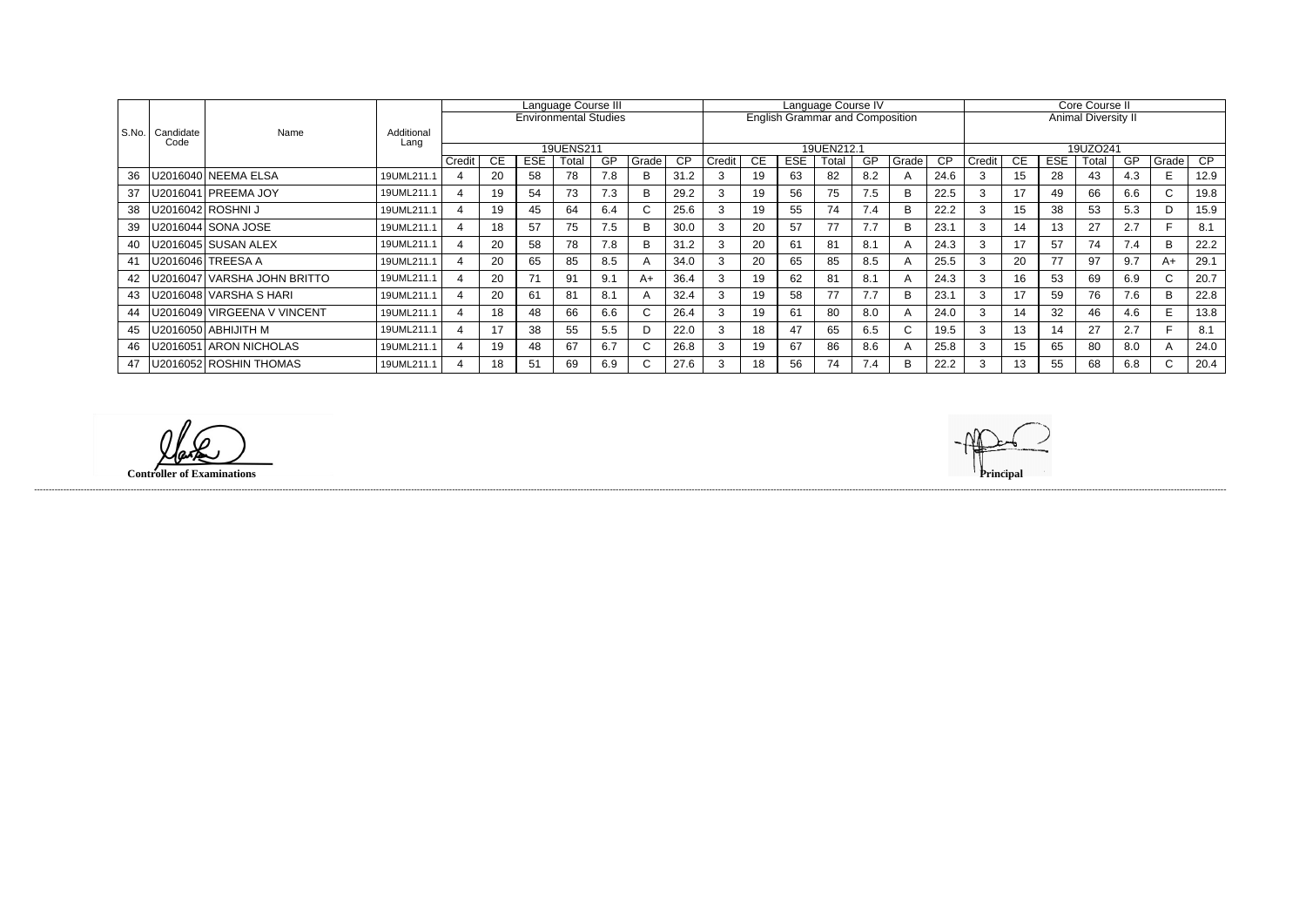| S.No. | Candidate Code | Name | Additional Lang | Language Course III Environmental Studies 19UENS211 | | | | | | | Language Course IV English Grammar and Composition 19UEN212.1 | | | | | | | Core Course II Animal Diversity II 19UZO241 | | | | | | |
|---|---|---|---|---|---|---|---|---|---|---|---|---|---|---|---|---|---|---|---|---|---|---|---|---|
| | | | | Credit | CE | ESE | Total | GP | Grade | CP | Credit | CE | ESE | Total | GP | Grade | CP | Credit | CE | ESE | Total | GP | Grade | CP |
| 36 | U2016040 | NEEMA ELSA | 19UML211.1 | 4 | 20 | 58 | 78 | 7.8 | B | 31.2 | 3 | 19 | 63 | 82 | 8.2 | A | 24.6 | 3 | 15 | 28 | 43 | 4.3 | E | 12.9 |
| 37 | U2016041 | PREEMA JOY | 19UML211.1 | 4 | 19 | 54 | 73 | 7.3 | B | 29.2 | 3 | 19 | 56 | 75 | 7.5 | B | 22.5 | 3 | 17 | 49 | 66 | 6.6 | C | 19.8 |
| 38 | U2016042 | ROSHNI J | 19UML211.1 | 4 | 19 | 45 | 64 | 6.4 | C | 25.6 | 3 | 19 | 55 | 74 | 7.4 | B | 22.2 | 3 | 15 | 38 | 53 | 5.3 | D | 15.9 |
| 39 | U2016044 | SONA JOSE | 19UML211.1 | 4 | 18 | 57 | 75 | 7.5 | B | 30.0 | 3 | 20 | 57 | 77 | 7.7 | B | 23.1 | 3 | 14 | 13 | 27 | 2.7 | F | 8.1 |
| 40 | U2016045 | SUSAN ALEX | 19UML211.1 | 4 | 20 | 58 | 78 | 7.8 | B | 31.2 | 3 | 20 | 61 | 81 | 8.1 | A | 24.3 | 3 | 17 | 57 | 74 | 7.4 | B | 22.2 |
| 41 | U2016046 | TREESA A | 19UML211.1 | 4 | 20 | 65 | 85 | 8.5 | A | 34.0 | 3 | 20 | 65 | 85 | 8.5 | A | 25.5 | 3 | 20 | 77 | 97 | 9.7 | A+ | 29.1 |
| 42 | U2016047 | VARSHA JOHN BRITTO | 19UML211.1 | 4 | 20 | 71 | 91 | 9.1 | A+ | 36.4 | 3 | 19 | 62 | 81 | 8.1 | A | 24.3 | 3 | 16 | 53 | 69 | 6.9 | C | 20.7 |
| 43 | U2016048 | VARSHA S HARI | 19UML211.1 | 4 | 20 | 61 | 81 | 8.1 | A | 32.4 | 3 | 19 | 58 | 77 | 7.7 | B | 23.1 | 3 | 17 | 59 | 76 | 7.6 | B | 22.8 |
| 44 | U2016049 | VIRGEENA V VINCENT | 19UML211.1 | 4 | 18 | 48 | 66 | 6.6 | C | 26.4 | 3 | 19 | 61 | 80 | 8.0 | A | 24.0 | 3 | 14 | 32 | 46 | 4.6 | E | 13.8 |
| 45 | U2016050 | ABHIJITH M | 19UML211.1 | 4 | 17 | 38 | 55 | 5.5 | D | 22.0 | 3 | 18 | 47 | 65 | 6.5 | C | 19.5 | 3 | 13 | 14 | 27 | 2.7 | F | 8.1 |
| 46 | U2016051 | ARON NICHOLAS | 19UML211.1 | 4 | 19 | 48 | 67 | 6.7 | C | 26.8 | 3 | 19 | 67 | 86 | 8.6 | A | 25.8 | 3 | 15 | 65 | 80 | 8.0 | A | 24.0 |
| 47 | U2016052 | ROSHIN THOMAS | 19UML211.1 | 4 | 18 | 51 | 69 | 6.9 | C | 27.6 | 3 | 18 | 56 | 74 | 7.4 | B | 22.2 | 3 | 13 | 55 | 68 | 6.8 | C | 20.4 |

**Controller of Examinations**

**Principal**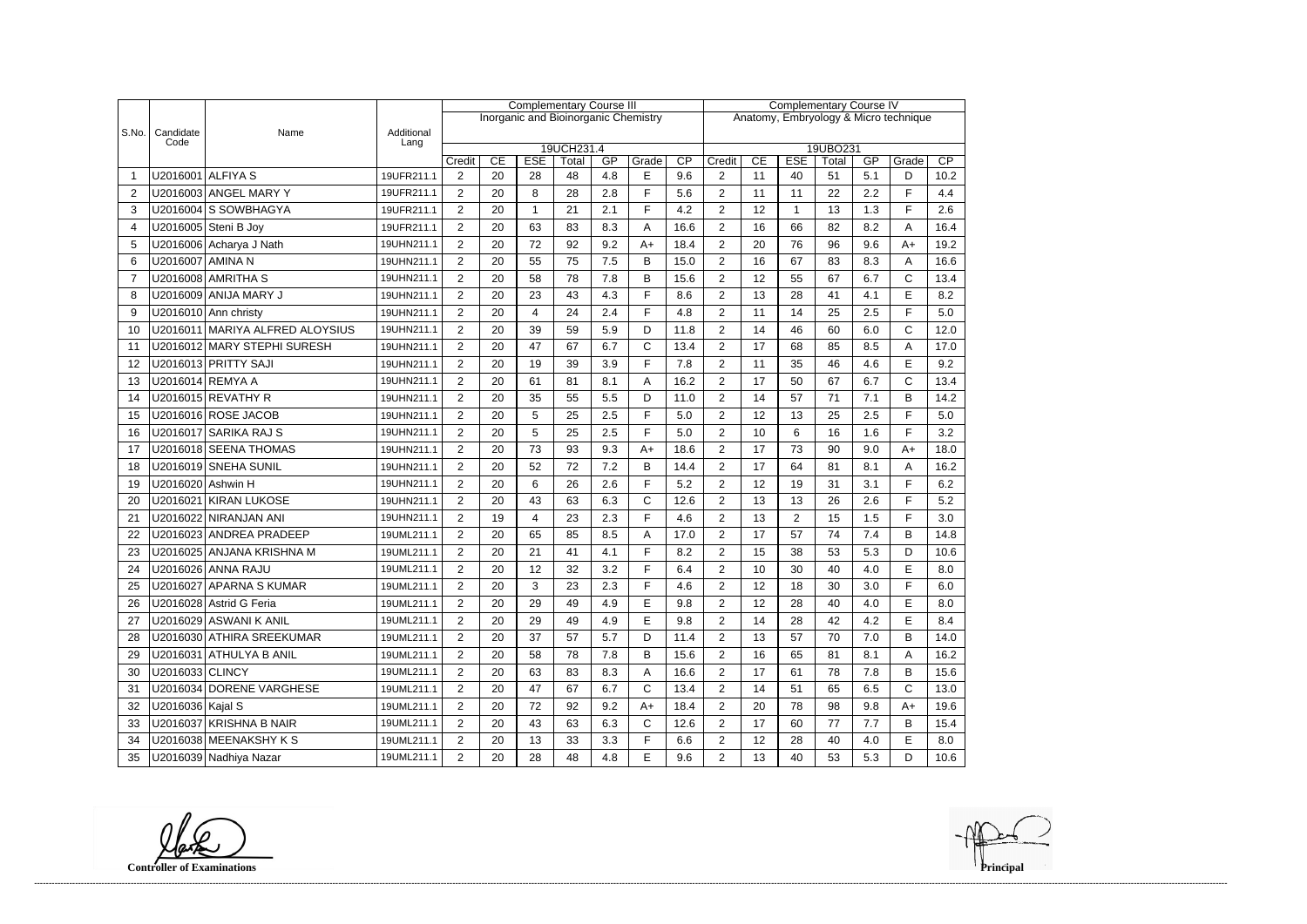| S.No. | Candidate Code | Name | Additional Lang | Complementary Course III | | | | | | | Complementary Course IV | | | | | | |
|---|---|---|---|---|---|---|---|---|---|---|---|---|---|---|---|---|---|
| | | | | Inorganic and Bioinorganic Chemistry | | | | | | | Anatomy, Embryology & Micro technique | | | | | | |
| | | | | 19UCH231.4 | | | | | | | 19UBO231 | | | | | | |
| | | | | Credit | CE | ESE | Total | GP | Grade | CP | Credit | CE | ESE | Total | GP | Grade | CP |
| 1 | U2016001 | ALFIYA S | 19UFR211.1 | 2 | 20 | 28 | 48 | 4.8 | E | 9.6 | 2 | 11 | 40 | 51 | 5.1 | D | 10.2 |
| 2 | U2016003 | ANGEL MARY Y | 19UFR211.1 | 2 | 20 | 8 | 28 | 2.8 | F | 5.6 | 2 | 11 | 11 | 22 | 2.2 | F | 4.4 |
| 3 | U2016004 | S SOWBHAGYA | 19UFR211.1 | 2 | 20 | 1 | 21 | 2.1 | F | 4.2 | 2 | 12 | 1 | 13 | 1.3 | F | 2.6 |
| 4 | U2016005 | Steni B Joy | 19UFR211.1 | 2 | 20 | 63 | 83 | 8.3 | A | 16.6 | 2 | 16 | 66 | 82 | 8.2 | A | 16.4 |
| 5 | U2016006 | Acharya J Nath | 19UHN211.1 | 2 | 20 | 72 | 92 | 9.2 | A+ | 18.4 | 2 | 20 | 76 | 96 | 9.6 | A+ | 19.2 |
| 6 | U2016007 | AMINA N | 19UHN211.1 | 2 | 20 | 55 | 75 | 7.5 | B | 15.0 | 2 | 16 | 67 | 83 | 8.3 | A | 16.6 |
| 7 | U2016008 | AMRITHA S | 19UHN211.1 | 2 | 20 | 58 | 78 | 7.8 | B | 15.6 | 2 | 12 | 55 | 67 | 6.7 | C | 13.4 |
| 8 | U2016009 | ANIJA MARY J | 19UHN211.1 | 2 | 20 | 23 | 43 | 4.3 | F | 8.6 | 2 | 13 | 28 | 41 | 4.1 | E | 8.2 |
| 9 | U2016010 | Ann christy | 19UHN211.1 | 2 | 20 | 4 | 24 | 2.4 | F | 4.8 | 2 | 11 | 14 | 25 | 2.5 | F | 5.0 |
| 10 | U2016011 | MARIYA ALFRED ALOYSIUS | 19UHN211.1 | 2 | 20 | 39 | 59 | 5.9 | D | 11.8 | 2 | 14 | 46 | 60 | 6.0 | C | 12.0 |
| 11 | U2016012 | MARY STEPHI SURESH | 19UHN211.1 | 2 | 20 | 47 | 67 | 6.7 | C | 13.4 | 2 | 17 | 68 | 85 | 8.5 | A | 17.0 |
| 12 | U2016013 | PRITTY SAJI | 19UHN211.1 | 2 | 20 | 19 | 39 | 3.9 | F | 7.8 | 2 | 11 | 35 | 46 | 4.6 | E | 9.2 |
| 13 | U2016014 | REMYA A | 19UHN211.1 | 2 | 20 | 61 | 81 | 8.1 | A | 16.2 | 2 | 17 | 50 | 67 | 6.7 | C | 13.4 |
| 14 | U2016015 | REVATHY R | 19UHN211.1 | 2 | 20 | 35 | 55 | 5.5 | D | 11.0 | 2 | 14 | 57 | 71 | 7.1 | B | 14.2 |
| 15 | U2016016 | ROSE JACOB | 19UHN211.1 | 2 | 20 | 5 | 25 | 2.5 | F | 5.0 | 2 | 12 | 13 | 25 | 2.5 | F | 5.0 |
| 16 | U2016017 | SARIKA RAJ S | 19UHN211.1 | 2 | 20 | 5 | 25 | 2.5 | F | 5.0 | 2 | 10 | 6 | 16 | 1.6 | F | 3.2 |
| 17 | U2016018 | SEENA THOMAS | 19UHN211.1 | 2 | 20 | 73 | 93 | 9.3 | A+ | 18.6 | 2 | 17 | 73 | 90 | 9.0 | A+ | 18.0 |
| 18 | U2016019 | SNEHA SUNIL | 19UHN211.1 | 2 | 20 | 52 | 72 | 7.2 | B | 14.4 | 2 | 17 | 64 | 81 | 8.1 | A | 16.2 |
| 19 | U2016020 | Ashwin H | 19UHN211.1 | 2 | 20 | 6 | 26 | 2.6 | F | 5.2 | 2 | 12 | 19 | 31 | 3.1 | F | 6.2 |
| 20 | U2016021 | KIRAN LUKOSE | 19UHN211.1 | 2 | 20 | 43 | 63 | 6.3 | C | 12.6 | 2 | 13 | 13 | 26 | 2.6 | F | 5.2 |
| 21 | U2016022 | NIRANJAN ANI | 19UHN211.1 | 2 | 19 | 4 | 23 | 2.3 | F | 4.6 | 2 | 13 | 2 | 15 | 1.5 | F | 3.0 |
| 22 | U2016023 | ANDREA PRADEEP | 19UML211.1 | 2 | 20 | 65 | 85 | 8.5 | A | 17.0 | 2 | 17 | 57 | 74 | 7.4 | B | 14.8 |
| 23 | U2016025 | ANJANA KRISHNA M | 19UML211.1 | 2 | 20 | 21 | 41 | 4.1 | F | 8.2 | 2 | 15 | 38 | 53 | 5.3 | D | 10.6 |
| 24 | U2016026 | ANNA RAJU | 19UML211.1 | 2 | 20 | 12 | 32 | 3.2 | F | 6.4 | 2 | 10 | 30 | 40 | 4.0 | E | 8.0 |
| 25 | U2016027 | APARNA S KUMAR | 19UML211.1 | 2 | 20 | 3 | 23 | 2.3 | F | 4.6 | 2 | 12 | 18 | 30 | 3.0 | F | 6.0 |
| 26 | U2016028 | Astrid G Feria | 19UML211.1 | 2 | 20 | 29 | 49 | 4.9 | E | 9.8 | 2 | 12 | 28 | 40 | 4.0 | E | 8.0 |
| 27 | U2016029 | ASWANI K ANIL | 19UML211.1 | 2 | 20 | 29 | 49 | 4.9 | E | 9.8 | 2 | 14 | 28 | 42 | 4.2 | E | 8.4 |
| 28 | U2016030 | ATHIRA SREEKUMAR | 19UML211.1 | 2 | 20 | 37 | 57 | 5.7 | D | 11.4 | 2 | 13 | 57 | 70 | 7.0 | B | 14.0 |
| 29 | U2016031 | ATHULYA B ANIL | 19UML211.1 | 2 | 20 | 58 | 78 | 7.8 | B | 15.6 | 2 | 16 | 65 | 81 | 8.1 | A | 16.2 |
| 30 | U2016033 | CLINCY | 19UML211.1 | 2 | 20 | 63 | 83 | 8.3 | A | 16.6 | 2 | 17 | 61 | 78 | 7.8 | B | 15.6 |
| 31 | U2016034 | DORENE VARGHESE | 19UML211.1 | 2 | 20 | 47 | 67 | 6.7 | C | 13.4 | 2 | 14 | 51 | 65 | 6.5 | C | 13.0 |
| 32 | U2016036 | Kajal S | 19UML211.1 | 2 | 20 | 72 | 92 | 9.2 | A+ | 18.4 | 2 | 20 | 78 | 98 | 9.8 | A+ | 19.6 |
| 33 | U2016037 | KRISHNA B NAIR | 19UML211.1 | 2 | 20 | 43 | 63 | 6.3 | C | 12.6 | 2 | 17 | 60 | 77 | 7.7 | B | 15.4 |
| 34 | U2016038 | MEENAKSHY K S | 19UML211.1 | 2 | 20 | 13 | 33 | 3.3 | F | 6.6 | 2 | 12 | 28 | 40 | 4.0 | E | 8.0 |
| 35 | U2016039 | Nadhiya Nazar | 19UML211.1 | 2 | 20 | 28 | 48 | 4.8 | E | 9.6 | 2 | 13 | 40 | 53 | 5.3 | D | 10.6 |

**Controller of Examinations** **Principal**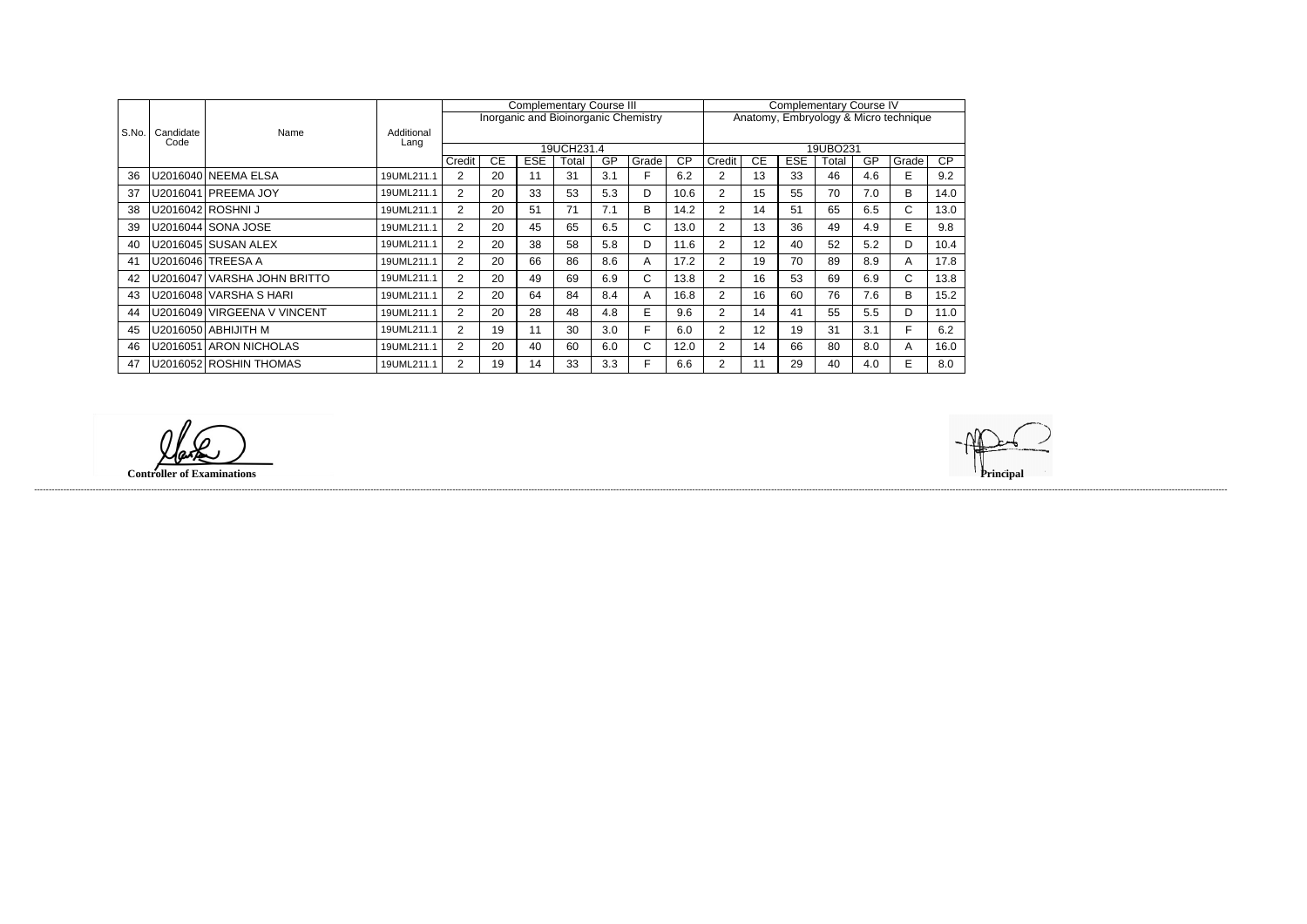| S.No. | Candidate Code | Name | Additional Lang | Complementary Course III Inorganic and Bioinorganic Chemistry 19UCH231.4 | | | | | | | Complementary Course IV Anatomy, Embryology & Micro technique 19UBO231 | | | | | | |
|---|---|---|---|---|---|---|---|---|---|---|---|---|---|---|---|---|---|
| | | | | Credit | CE | ESE | Total | GP | Grade | CP | Credit | CE | ESE | Total | GP | Grade | CP |
| 36 | U2016040 | NEEMA ELSA | 19UML211.1 | 2 | 20 | 11 | 31 | 3.1 | F | 6.2 | 2 | 13 | 33 | 46 | 4.6 | E | 9.2 |
| 37 | U2016041 | PREEMA JOY | 19UML211.1 | 2 | 20 | 33 | 53 | 5.3 | D | 10.6 | 2 | 15 | 55 | 70 | 7.0 | B | 14.0 |
| 38 | U2016042 | ROSHNI J | 19UML211.1 | 2 | 20 | 51 | 71 | 7.1 | B | 14.2 | 2 | 14 | 51 | 65 | 6.5 | C | 13.0 |
| 39 | U2016044 | SONA JOSE | 19UML211.1 | 2 | 20 | 45 | 65 | 6.5 | C | 13.0 | 2 | 13 | 36 | 49 | 4.9 | E | 9.8 |
| 40 | U2016045 | SUSAN ALEX | 19UML211.1 | 2 | 20 | 38 | 58 | 5.8 | D | 11.6 | 2 | 12 | 40 | 52 | 5.2 | D | 10.4 |
| 41 | U2016046 | TREESA A | 19UML211.1 | 2 | 20 | 66 | 86 | 8.6 | A | 17.2 | 2 | 19 | 70 | 89 | 8.9 | A | 17.8 |
| 42 | U2016047 | VARSHA JOHN BRITTO | 19UML211.1 | 2 | 20 | 49 | 69 | 6.9 | C | 13.8 | 2 | 16 | 53 | 69 | 6.9 | C | 13.8 |
| 43 | U2016048 | VARSHA S HARI | 19UML211.1 | 2 | 20 | 64 | 84 | 8.4 | A | 16.8 | 2 | 16 | 60 | 76 | 7.6 | B | 15.2 |
| 44 | U2016049 | VIRGEENA V VINCENT | 19UML211.1 | 2 | 20 | 28 | 48 | 4.8 | E | 9.6 | 2 | 14 | 41 | 55 | 5.5 | D | 11.0 |
| 45 | U2016050 | ABHIJITH M | 19UML211.1 | 2 | 19 | 11 | 30 | 3.0 | F | 6.0 | 2 | 12 | 19 | 31 | 3.1 | F | 6.2 |
| 46 | U2016051 | ARON NICHOLAS | 19UML211.1 | 2 | 20 | 40 | 60 | 6.0 | C | 12.0 | 2 | 14 | 66 | 80 | 8.0 | A | 16.0 |
| 47 | U2016052 | ROSHIN THOMAS | 19UML211.1 | 2 | 19 | 14 | 33 | 3.3 | F | 6.6 | 2 | 11 | 29 | 40 | 4.0 | E | 8.0 |

**Controller of Examinations**

**Principal**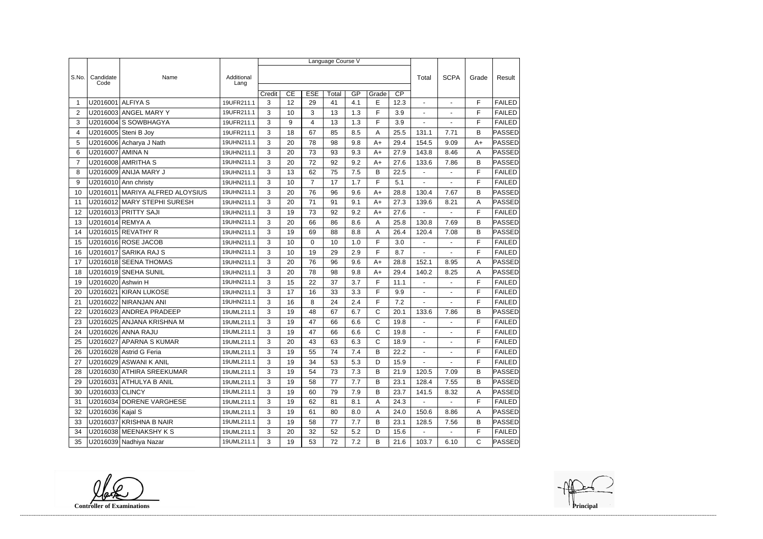| S.No. | Candidate Code | Name | Additional Lang | Language Course V | | | | | | | Total | SCPA | Grade | Result |
|---|---|---|---|---|---|---|---|---|---|---|---|---|---|---|
| | | | | Credit | CE | ESE | Total | GP | Grade | CP | | | | |
| 1 | U2016001 | ALFIYA S | 19UFR211.1 | 3 | 12 | 29 | 41 | 4.1 | E | 12.3 | - | - | F | FAILED |
| 2 | U2016003 | ANGEL MARY Y | 19UFR211.1 | 3 | 10 | 3 | 13 | 1.3 | F | 3.9 | - | - | F | FAILED |
| 3 | U2016004 | S SOWBHAGYA | 19UFR211.1 | 3 | 9 | 4 | 13 | 1.3 | F | 3.9 | - | - | F | FAILED |
| 4 | U2016005 | Steni B Joy | 19UFR211.1 | 3 | 18 | 67 | 85 | 8.5 | A | 25.5 | 131.1 | 7.71 | B | PASSED |
| 5 | U2016006 | Acharya J Nath | 19UHN211.1 | 3 | 20 | 78 | 98 | 9.8 | A+ | 29.4 | 154.5 | 9.09 | A+ | PASSED |
| 6 | U2016007 | AMINA N | 19UHN211.1 | 3 | 20 | 73 | 93 | 9.3 | A+ | 27.9 | 143.8 | 8.46 | A | PASSED |
| 7 | U2016008 | AMRITHA S | 19UHN211.1 | 3 | 20 | 72 | 92 | 9.2 | A+ | 27.6 | 133.6 | 7.86 | B | PASSED |
| 8 | U2016009 | ANIJA MARY J | 19UHN211.1 | 3 | 13 | 62 | 75 | 7.5 | B | 22.5 | - | - | F | FAILED |
| 9 | U2016010 | Ann christy | 19UHN211.1 | 3 | 10 | 7 | 17 | 1.7 | F | 5.1 | - | - | F | FAILED |
| 10 | U2016011 | MARIYA ALFRED ALOYSIUS | 19UHN211.1 | 3 | 20 | 76 | 96 | 9.6 | A+ | 28.8 | 130.4 | 7.67 | B | PASSED |
| 11 | U2016012 | MARY STEPHI SURESH | 19UHN211.1 | 3 | 20 | 71 | 91 | 9.1 | A+ | 27.3 | 139.6 | 8.21 | A | PASSED |
| 12 | U2016013 | PRITTY SAJI | 19UHN211.1 | 3 | 19 | 73 | 92 | 9.2 | A+ | 27.6 | - | - | F | FAILED |
| 13 | U2016014 | REMYA A | 19UHN211.1 | 3 | 20 | 66 | 86 | 8.6 | A | 25.8 | 130.8 | 7.69 | B | PASSED |
| 14 | U2016015 | REVATHY R | 19UHN211.1 | 3 | 19 | 69 | 88 | 8.8 | A | 26.4 | 120.4 | 7.08 | B | PASSED |
| 15 | U2016016 | ROSE JACOB | 19UHN211.1 | 3 | 10 | 0 | 10 | 1.0 | F | 3.0 | - | - | F | FAILED |
| 16 | U2016017 | SARIKA RAJ S | 19UHN211.1 | 3 | 10 | 19 | 29 | 2.9 | F | 8.7 | - | - | F | FAILED |
| 17 | U2016018 | SEENA THOMAS | 19UHN211.1 | 3 | 20 | 76 | 96 | 9.6 | A+ | 28.8 | 152.1 | 8.95 | A | PASSED |
| 18 | U2016019 | SNEHA SUNIL | 19UHN211.1 | 3 | 20 | 78 | 98 | 9.8 | A+ | 29.4 | 140.2 | 8.25 | A | PASSED |
| 19 | U2016020 | Ashwin H | 19UHN211.1 | 3 | 15 | 22 | 37 | 3.7 | F | 11.1 | - | - | F | FAILED |
| 20 | U2016021 | KIRAN LUKOSE | 19UHN211.1 | 3 | 17 | 16 | 33 | 3.3 | F | 9.9 | - | - | F | FAILED |
| 21 | U2016022 | NIRANJAN ANI | 19UHN211.1 | 3 | 16 | 8 | 24 | 2.4 | F | 7.2 | - | - | F | FAILED |
| 22 | U2016023 | ANDREA PRADEEP | 19UML211.1 | 3 | 19 | 48 | 67 | 6.7 | C | 20.1 | 133.6 | 7.86 | B | PASSED |
| 23 | U2016025 | ANJANA KRISHNA M | 19UML211.1 | 3 | 19 | 47 | 66 | 6.6 | C | 19.8 | - | - | F | FAILED |
| 24 | U2016026 | ANNA RAJU | 19UML211.1 | 3 | 19 | 47 | 66 | 6.6 | C | 19.8 | - | - | F | FAILED |
| 25 | U2016027 | APARNA S KUMAR | 19UML211.1 | 3 | 20 | 43 | 63 | 6.3 | C | 18.9 | - | - | F | FAILED |
| 26 | U2016028 | Astrid G Feria | 19UML211.1 | 3 | 19 | 55 | 74 | 7.4 | B | 22.2 | - | - | F | FAILED |
| 27 | U2016029 | ASWANI K ANIL | 19UML211.1 | 3 | 19 | 34 | 53 | 5.3 | D | 15.9 | - | - | F | FAILED |
| 28 | U2016030 | ATHIRA SREEKUMAR | 19UML211.1 | 3 | 19 | 54 | 73 | 7.3 | B | 21.9 | 120.5 | 7.09 | B | PASSED |
| 29 | U2016031 | ATHULYA B ANIL | 19UML211.1 | 3 | 19 | 58 | 77 | 7.7 | B | 23.1 | 128.4 | 7.55 | B | PASSED |
| 30 | U2016033 | CLINCY | 19UML211.1 | 3 | 19 | 60 | 79 | 7.9 | B | 23.7 | 141.5 | 8.32 | A | PASSED |
| 31 | U2016034 | DORENE VARGHESE | 19UML211.1 | 3 | 19 | 62 | 81 | 8.1 | A | 24.3 | - | - | F | FAILED |
| 32 | U2016036 | Kajal S | 19UML211.1 | 3 | 19 | 61 | 80 | 8.0 | A | 24.0 | 150.6 | 8.86 | A | PASSED |
| 33 | U2016037 | KRISHNA B NAIR | 19UML211.1 | 3 | 19 | 58 | 77 | 7.7 | B | 23.1 | 128.5 | 7.56 | B | PASSED |
| 34 | U2016038 | MEENAKSHY K S | 19UML211.1 | 3 | 20 | 32 | 52 | 5.2 | D | 15.6 | - | - | F | FAILED |
| 35 | U2016039 | Nadhiya Nazar | 19UML211.1 | 3 | 19 | 53 | 72 | 7.2 | B | 21.6 | 103.7 | 6.10 | C | PASSED |

**Controller of Examinations**

**Principal**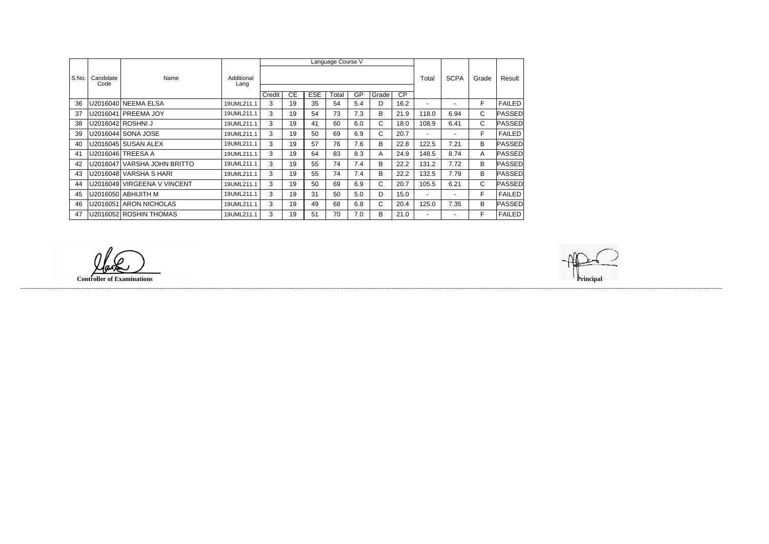| S.No. | Candidate Code | Name | Additional Lang | Language Course V | | | | | | | Total | SCPA | Grade | Result |
|---|---|---|---|---|---|---|---|---|---|---|---|---|---|---|
| | | | | Credit | CE | ESE | Total | GP | Grade | CP | | | | |
| 36 | U2016040 | NEEMA ELSA | 19UML211.1 | 3 | 19 | 35 | 54 | 5.4 | D | 16.2 | - | - | F | FAILED |
| 37 | U2016041 | PREEMA JOY | 19UML211.1 | 3 | 19 | 54 | 73 | 7.3 | B | 21.9 | 118.0 | 6.94 | C | PASSED |
| 38 | U2016042 | ROSHNI J | 19UML211.1 | 3 | 19 | 41 | 60 | 6.0 | C | 18.0 | 108.9 | 6.41 | C | PASSED |
| 39 | U2016044 | SONA JOSE | 19UML211.1 | 3 | 19 | 50 | 69 | 6.9 | C | 20.7 | - | - | F | FAILED |
| 40 | U2016045 | SUSAN ALEX | 19UML211.1 | 3 | 19 | 57 | 76 | 7.6 | B | 22.8 | 122.5 | 7.21 | B | PASSED |
| 41 | U2016046 | TREESA A | 19UML211.1 | 3 | 19 | 64 | 83 | 8.3 | A | 24.9 | 148.5 | 8.74 | A | PASSED |
| 42 | U2016047 | VARSHA JOHN BRITTO | 19UML211.1 | 3 | 19 | 55 | 74 | 7.4 | B | 22.2 | 131.2 | 7.72 | B | PASSED |
| 43 | U2016048 | VARSHA S HARI | 19UML211.1 | 3 | 19 | 55 | 74 | 7.4 | B | 22.2 | 132.5 | 7.79 | B | PASSED |
| 44 | U2016049 | VIRGEENA V VINCENT | 19UML211.1 | 3 | 19 | 50 | 69 | 6.9 | C | 20.7 | 105.5 | 6.21 | C | PASSED |
| 45 | U2016050 | ABHIJITH M | 19UML211.1 | 3 | 19 | 31 | 50 | 5.0 | D | 15.0 | - | - | F | FAILED |
| 46 | U2016051 | ARON NICHOLAS | 19UML211.1 | 3 | 19 | 49 | 68 | 6.8 | C | 20.4 | 125.0 | 7.35 | B | PASSED |
| 47 | U2016052 | ROSHIN THOMAS | 19UML211.1 | 3 | 19 | 51 | 70 | 7.0 | B | 21.0 | - | - | F | FAILED |

**Controller of Examinations**

**Principal**